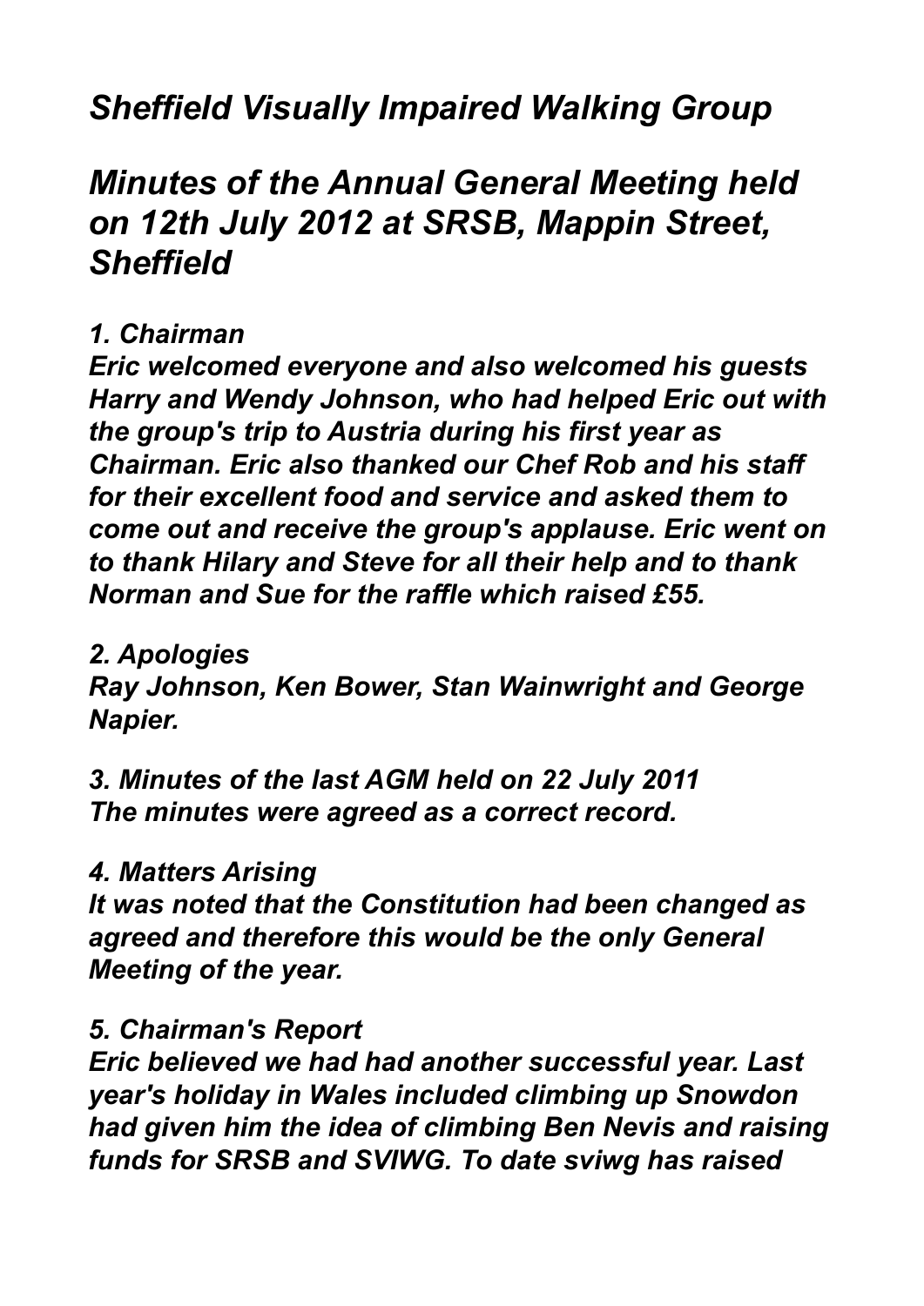# *Sheffield Visually Impaired Walking Group*

## *Minutes of the Annual General Meeting held on 12th July 2012 at SRSB, Mappin Street, Sheffield*

***1. Chairman***
***Eric welcomed everyone and also welcomed his guests Harry and Wendy Johnson, who had helped Eric out with the group's trip to Austria during his first year as Chairman. Eric also thanked our Chef Rob and his staff for their excellent food and service and asked them to come out and receive the group's applause. Eric went on to thank Hilary and Steve for all their help and to thank Norman and Sue for the raffle which raised £55.***

***2. Apologies***
***Ray Johnson, Ken Bower, Stan Wainwright and George Napier.***

***3. Minutes of the last AGM held on 22 July 2011***
***The minutes were agreed as a correct record.***

***4. Matters Arising***
***It was noted that the Constitution had been changed as agreed and therefore this would be the only General Meeting of the year.***

***5. Chairman's Report***
***Eric believed we had had another successful year. Last year's holiday in Wales included climbing up Snowdon had given him the idea of climbing Ben Nevis and raising funds for SRSB and SVIWG. To date sviwg has raised***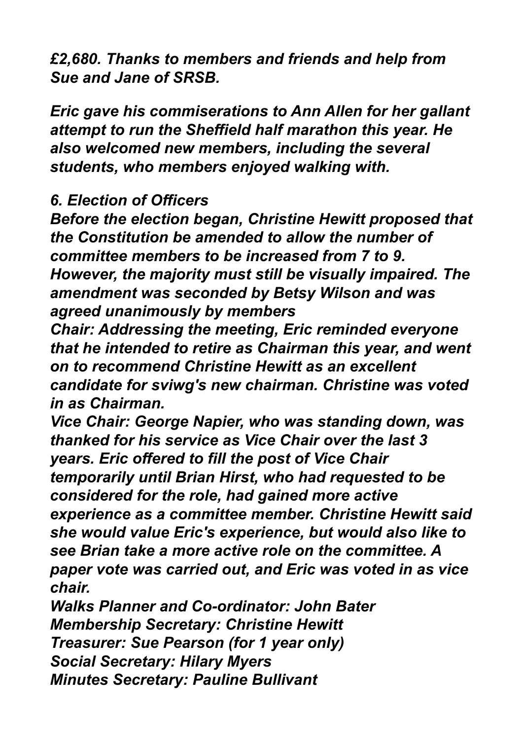*£2,680. Thanks to members and friends and help from Sue and Jane of SRSB.*

*Eric gave his commiserations to Ann Allen for her gallant attempt to run the Sheffield half marathon this year. He also welcomed new members, including the several students, who members enjoyed walking with.*

***6. Election of Officers***

***Before the election began, Christine Hewitt proposed that the Constitution be amended to allow the number of committee members to be increased from 7 to 9. However, the majority must still be visually impaired. The amendment was seconded by Betsy Wilson and was agreed unanimously by members***

***Chair: Addressing the meeting, Eric reminded everyone that he intended to retire as Chairman this year, and went on to recommend Christine Hewitt as an excellent candidate for sviwg's new chairman. Christine was voted in as Chairman.***

***Vice Chair: George Napier, who was standing down, was thanked for his service as Vice Chair over the last 3 years. Eric offered to fill the post of Vice Chair temporarily until Brian Hirst, who had requested to be considered for the role, had gained more active experience as a committee member. Christine Hewitt said she would value Eric's experience, but would also like to see Brian take a more active role on the committee. A paper vote was carried out, and Eric was voted in as vice chair.***

***Walks Planner and Co-ordinator: John Bater***
***Membership Secretary: Christine Hewitt***
***Treasurer: Sue Pearson (for 1 year only)***
***Social Secretary: Hilary Myers***
***Minutes Secretary: Pauline Bullivant***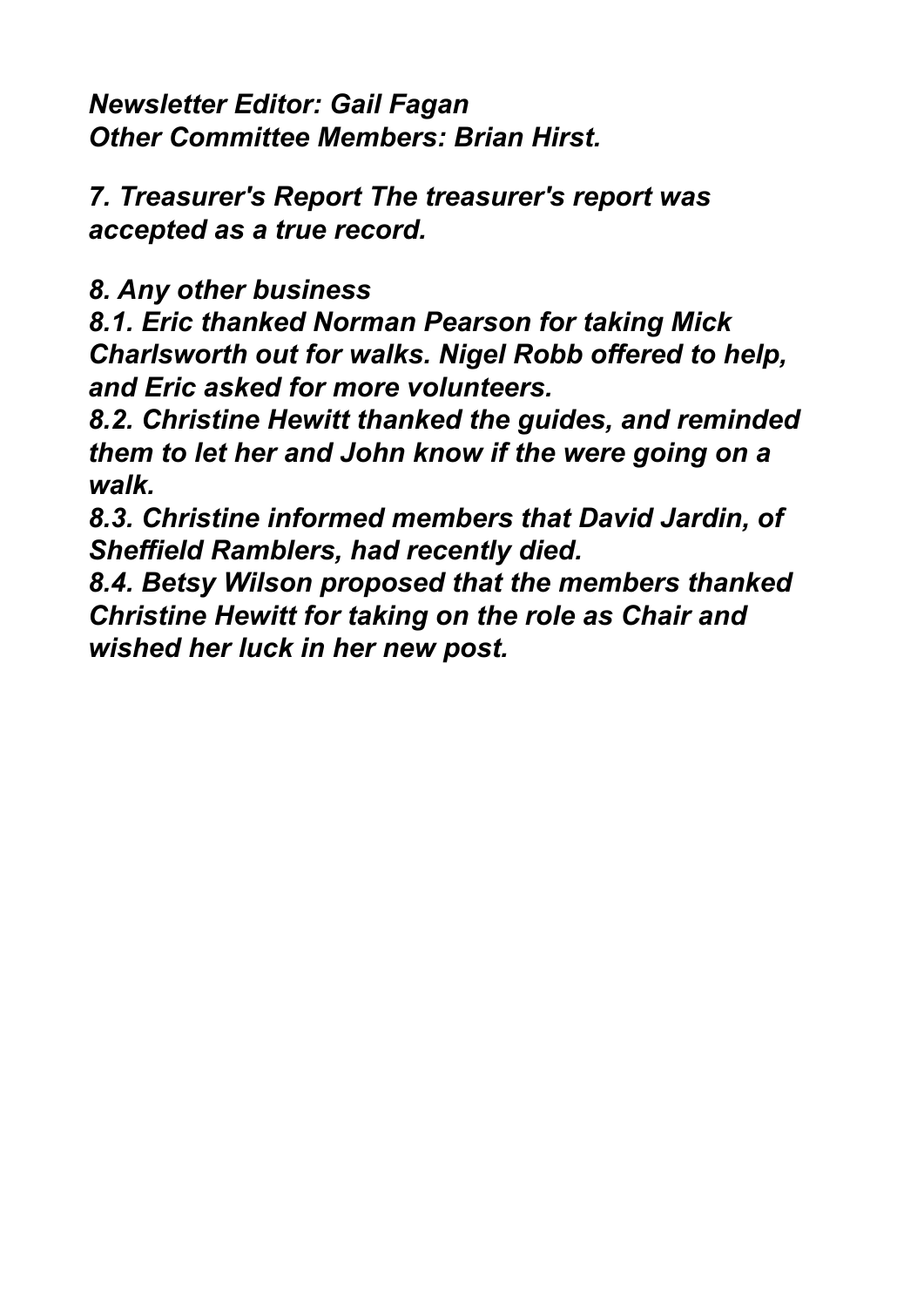***Newsletter Editor: Gail Fagan***
***Other Committee Members: Brian Hirst.***

***7. Treasurer's Report The treasurer's report was accepted as a true record.***

***8. Any other business***
***8.1. Eric thanked Norman Pearson for taking Mick Charlsworth out for walks. Nigel Robb offered to help, and Eric asked for more volunteers.***
***8.2. Christine Hewitt thanked the guides, and reminded them to let her and John know if the were going on a walk.***
***8.3. Christine informed members that David Jardin, of Sheffield Ramblers, had recently died.***
***8.4. Betsy Wilson proposed that the members thanked Christine Hewitt for taking on the role as Chair and wished her luck in her new post.***